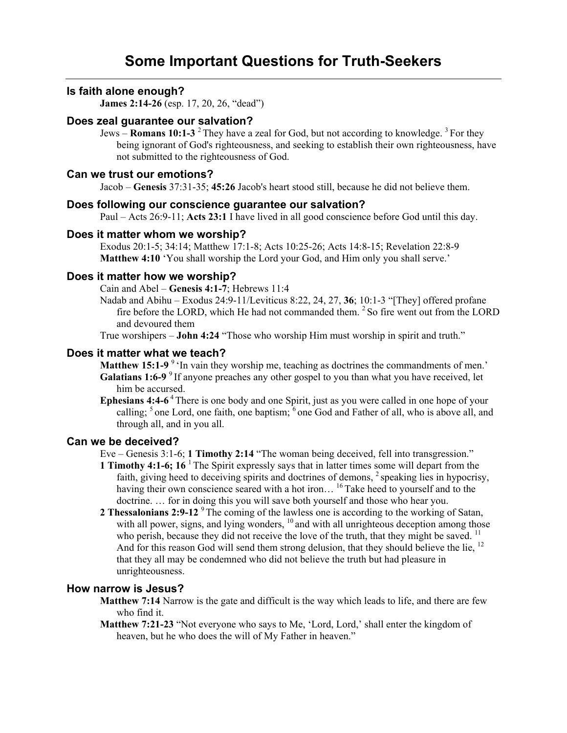# Some Important Questions for Truth-Seekers

### Is faith alone enough?

**James 2:14-26** (esp. 17, 20, 26, "dead")

### Does zeal guarantee our salvation?

Jews – **Romans 10:1-3** [2] They have a zeal for God, but not according to knowledge. [3] For they being ignorant of God's righteousness, and seeking to establish their own righteousness, have not submitted to the righteousness of God.

### Can we trust our emotions?

Jacob – **Genesis** 37:31-35; **45:26** Jacob's heart stood still, because he did not believe them.

### Does following our conscience guarantee our salvation?

Paul – Acts 26:9-11; **Acts 23:1** I have lived in all good conscience before God until this day.

### Does it matter whom we worship?

Exodus 20:1-5; 34:14; Matthew 17:1-8; Acts 10:25-26; Acts 14:8-15; Revelation 22:8-9
**Matthew 4:10** 'You shall worship the Lord your God, and Him only you shall serve.'

### Does it matter how we worship?

Cain and Abel – **Genesis 4:1-7**; Hebrews 11:4

Nadab and Abihu – Exodus 24:9-11/Leviticus 8:22, 24, 27, **36**; 10:1-3 "[They] offered profane fire before the LORD, which He had not commanded them. [2] So fire went out from the LORD and devoured them

True worshipers – **John 4:24** "Those who worship Him must worship in spirit and truth."

### Does it matter what we teach?

**Matthew 15:1-9** [9] 'In vain they worship me, teaching as doctrines the commandments of men.'

**Galatians 1:6-9** [9] If anyone preaches any other gospel to you than what you have received, let him be accursed.

**Ephesians 4:4-6** [4] There is one body and one Spirit, just as you were called in one hope of your calling; [5] one Lord, one faith, one baptism; [6] one God and Father of all, who is above all, and through all, and in you all.

### Can we be deceived?

Eve – Genesis 3:1-6; **1 Timothy 2:14** "The woman being deceived, fell into transgression."

**1 Timothy 4:1-6; 16** [1] The Spirit expressly says that in latter times some will depart from the faith, giving heed to deceiving spirits and doctrines of demons, [2] speaking lies in hypocrisy, having their own conscience seared with a hot iron… [16] Take heed to yourself and to the doctrine. … for in doing this you will save both yourself and those who hear you.

**2 Thessalonians 2:9-12** [9] The coming of the lawless one is according to the working of Satan, with all power, signs, and lying wonders, [10] and with all unrighteous deception among those who perish, because they did not receive the love of the truth, that they might be saved. [11] And for this reason God will send them strong delusion, that they should believe the lie, [12] that they all may be condemned who did not believe the truth but had pleasure in unrighteousness.

### How narrow is Jesus?

**Matthew 7:14** Narrow is the gate and difficult is the way which leads to life, and there are few who find it.

**Matthew 7:21-23** "Not everyone who says to Me, 'Lord, Lord,' shall enter the kingdom of heaven, but he who does the will of My Father in heaven."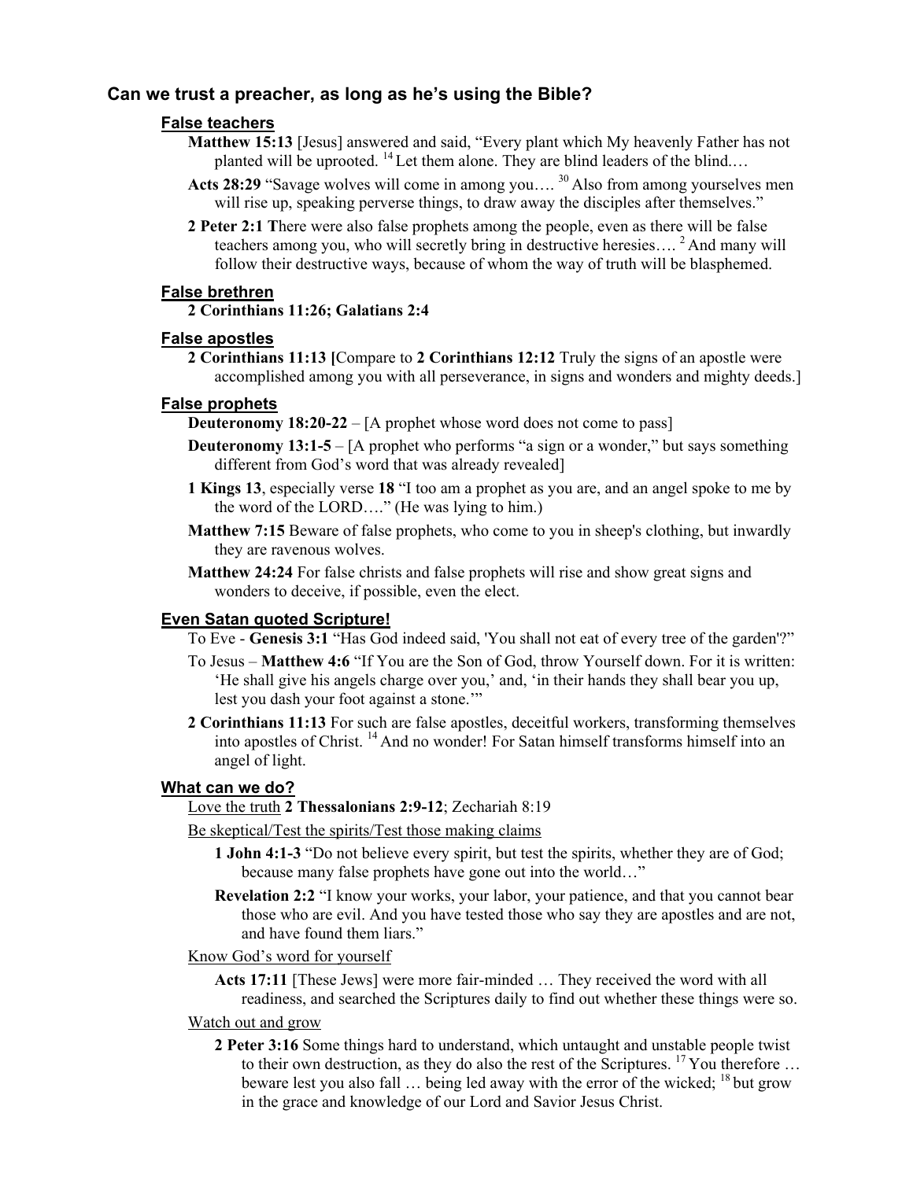## Can we trust a preacher, as long as he's using the Bible?

### False teachers

**Matthew 15:13** [Jesus] answered and said, "Every plant which My heavenly Father has not planted will be uprooted. [14] Let them alone. They are blind leaders of the blind.…

**Acts 28:29** "Savage wolves will come in among you…. [30] Also from among yourselves men will rise up, speaking perverse things, to draw away the disciples after themselves."

**2 Peter 2:1 T**here were also false prophets among the people, even as there will be false teachers among you, who will secretly bring in destructive heresies…. [2] And many will follow their destructive ways, because of whom the way of truth will be blasphemed.

### False brethren

**2 Corinthians 11:26; Galatians 2:4**

### False apostles

**2 Corinthians 11:13 [**Compare to **2 Corinthians 12:12** Truly the signs of an apostle were accomplished among you with all perseverance, in signs and wonders and mighty deeds.]

### False prophets

**Deuteronomy 18:20-22** – [A prophet whose word does not come to pass]

**Deuteronomy 13:1-5** – [A prophet who performs "a sign or a wonder," but says something different from God's word that was already revealed]

**1 Kings 13**, especially verse **18** "I too am a prophet as you are, and an angel spoke to me by the word of the LORD…." (He was lying to him.)

**Matthew 7:15** Beware of false prophets, who come to you in sheep's clothing, but inwardly they are ravenous wolves.

**Matthew 24:24** For false christs and false prophets will rise and show great signs and wonders to deceive, if possible, even the elect.

### Even Satan quoted Scripture!

To Eve - **Genesis 3:1** "Has God indeed said, 'You shall not eat of every tree of the garden'?"

To Jesus – **Matthew 4:6** "If You are the Son of God, throw Yourself down. For it is written: 'He shall give his angels charge over you,' and, 'in their hands they shall bear you up, lest you dash your foot against a stone.'"

**2 Corinthians 11:13** For such are false apostles, deceitful workers, transforming themselves into apostles of Christ. [14] And no wonder! For Satan himself transforms himself into an angel of light.

### What can we do?

Love the truth **2 Thessalonians 2:9-12**; Zechariah 8:19

Be skeptical/Test the spirits/Test those making claims

- **1 John 4:1-3** "Do not believe every spirit, but test the spirits, whether they are of God; because many false prophets have gone out into the world…"
- **Revelation 2:2** "I know your works, your labor, your patience, and that you cannot bear those who are evil. And you have tested those who say they are apostles and are not, and have found them liars."

Know God's word for yourself

- **Acts 17:11** [These Jews] were more fair-minded … They received the word with all readiness, and searched the Scriptures daily to find out whether these things were so.

Watch out and grow

- **2 Peter 3:16** Some things hard to understand, which untaught and unstable people twist to their own destruction, as they do also the rest of the Scriptures. [17] You therefore … beware lest you also fall … being led away with the error of the wicked; [18] but grow in the grace and knowledge of our Lord and Savior Jesus Christ.